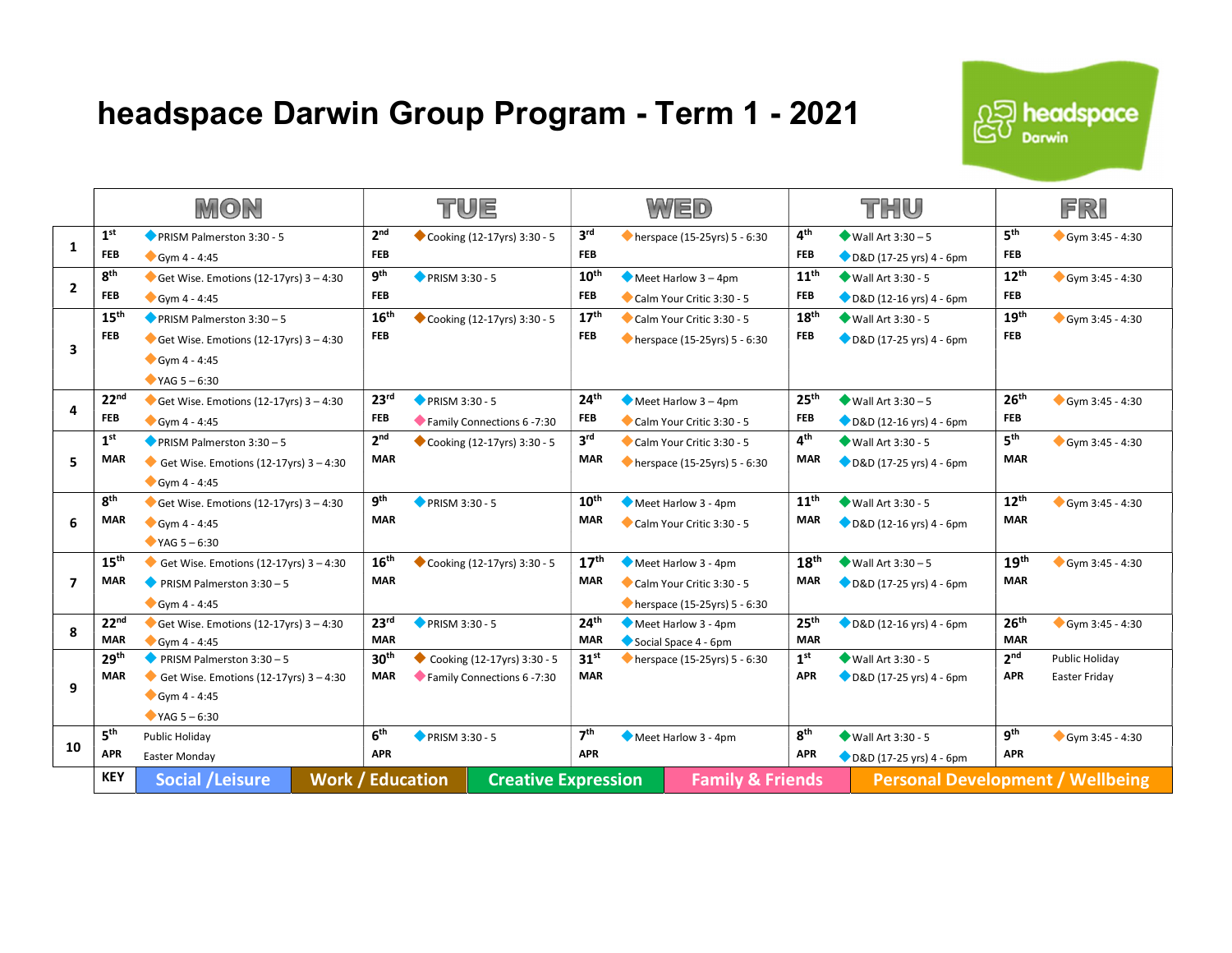# headspace Darwin Group Program - Term 1 - 2021

headspace Darwin

| | MON | | TUE | | WED | | THU | | FRI | |
|---|---|---|---|---|---|---|---|---|---|---|
| 1 | 1st FEB | PRISM Palmerston 3:30 - 5<br>Gym 4 - 4:45 | 2nd FEB | Cooking (12-17yrs) 3:30 - 5 | 3rd FEB | herspace (15-25yrs) 5 - 6:30 | 4th FEB | Wall Art 3:30 – 5<br>D&D (17-25 yrs) 4 - 6pm | 5th FEB | Gym 3:45 - 4:30 |
| 2 | 8th FEB | Get Wise. Emotions (12-17yrs) 3 – 4:30<br>Gym 4 - 4:45 | 9th FEB | PRISM 3:30 - 5 | 10th FEB | Meet Harlow 3 – 4pm<br>Calm Your Critic 3:30 - 5 | 11th FEB | Wall Art 3:30 - 5<br>D&D (12-16 yrs) 4 - 6pm | 12th FEB | Gym 3:45 - 4:30 |
| 3 | 15th FEB | PRISM Palmerston 3:30 – 5<br>Get Wise. Emotions (12-17yrs) 3 – 4:30<br>Gym 4 - 4:45<br>YAG 5 – 6:30 | 16th FEB | Cooking (12-17yrs) 3:30 - 5 | 17th FEB | Calm Your Critic 3:30 - 5<br>herspace (15-25yrs) 5 - 6:30 | 18th FEB | Wall Art 3:30 - 5<br>D&D (17-25 yrs) 4 - 6pm | 19th FEB | Gym 3:45 - 4:30 |
| 4 | 22nd FEB | Get Wise. Emotions (12-17yrs) 3 – 4:30<br>Gym 4 - 4:45 | 23rd FEB | PRISM 3:30 - 5<br>Family Connections 6 -7:30 | 24th FEB | Meet Harlow 3 – 4pm<br>Calm Your Critic 3:30 - 5 | 25th FEB | Wall Art 3:30 – 5<br>D&D (12-16 yrs) 4 - 6pm | 26th FEB | Gym 3:45 - 4:30 |
| 5 | 1st MAR | PRISM Palmerston 3:30 – 5<br>Get Wise. Emotions (12-17yrs) 3 – 4:30<br>Gym 4 - 4:45 | 2nd MAR | Cooking (12-17yrs) 3:30 - 5 | 3rd MAR | Calm Your Critic 3:30 - 5<br>herspace (15-25yrs) 5 - 6:30 | 4th MAR | Wall Art 3:30 - 5<br>D&D (17-25 yrs) 4 - 6pm | 5th MAR | Gym 3:45 - 4:30 |
| 6 | 8th MAR | Get Wise. Emotions (12-17yrs) 3 – 4:30<br>Gym 4 - 4:45<br>YAG 5 – 6:30 | 9th MAR | PRISM 3:30 - 5 | 10th MAR | Meet Harlow 3 - 4pm<br>Calm Your Critic 3:30 - 5 | 11th MAR | Wall Art 3:30 - 5<br>D&D (12-16 yrs) 4 - 6pm | 12th MAR | Gym 3:45 - 4:30 |
| 7 | 15th MAR | Get Wise. Emotions (12-17yrs) 3 – 4:30<br>PRISM Palmerston 3:30 – 5<br>Gym 4 - 4:45 | 16th MAR | Cooking (12-17yrs) 3:30 - 5 | 17th MAR | Meet Harlow 3 - 4pm<br>Calm Your Critic 3:30 - 5<br>herspace (15-25yrs) 5 - 6:30 | 18th MAR | Wall Art 3:30 – 5<br>D&D (17-25 yrs) 4 - 6pm | 19th MAR | Gym 3:45 - 4:30 |
| 8 | 22nd MAR | Get Wise. Emotions (12-17yrs) 3 – 4:30<br>Gym 4 - 4:45 | 23rd MAR | PRISM 3:30 - 5 | 24th MAR | Meet Harlow 3 - 4pm<br>Social Space 4 - 6pm | 25th MAR | D&D (12-16 yrs) 4 - 6pm | 26th MAR | Gym 3:45 - 4:30 |
| 9 | 29th MAR | PRISM Palmerston 3:30 – 5<br>Get Wise. Emotions (12-17yrs) 3 – 4:30<br>Gym 4 - 4:45<br>YAG 5 – 6:30 | 30th MAR | Cooking (12-17yrs) 3:30 - 5<br>Family Connections 6 -7:30 | 31st MAR | herspace (15-25yrs) 5 - 6:30 | 1st APR | Wall Art 3:30 - 5<br>D&D (17-25 yrs) 4 - 6pm | 2nd APR | Public Holiday<br>Easter Friday |
| 10 | 5th APR | Public Holiday<br>Easter Monday | 6th APR | PRISM 3:30 - 5 | 7th APR | Meet Harlow 3 - 4pm | 8th APR | Wall Art 3:30 - 5<br>D&D (17-25 yrs) 4 - 6pm | 9th APR | Gym 3:45 - 4:30 |

**KEY:** Social /Leisure | Work / Education | Creative Expression | Family & Friends | Personal Development / Wellbeing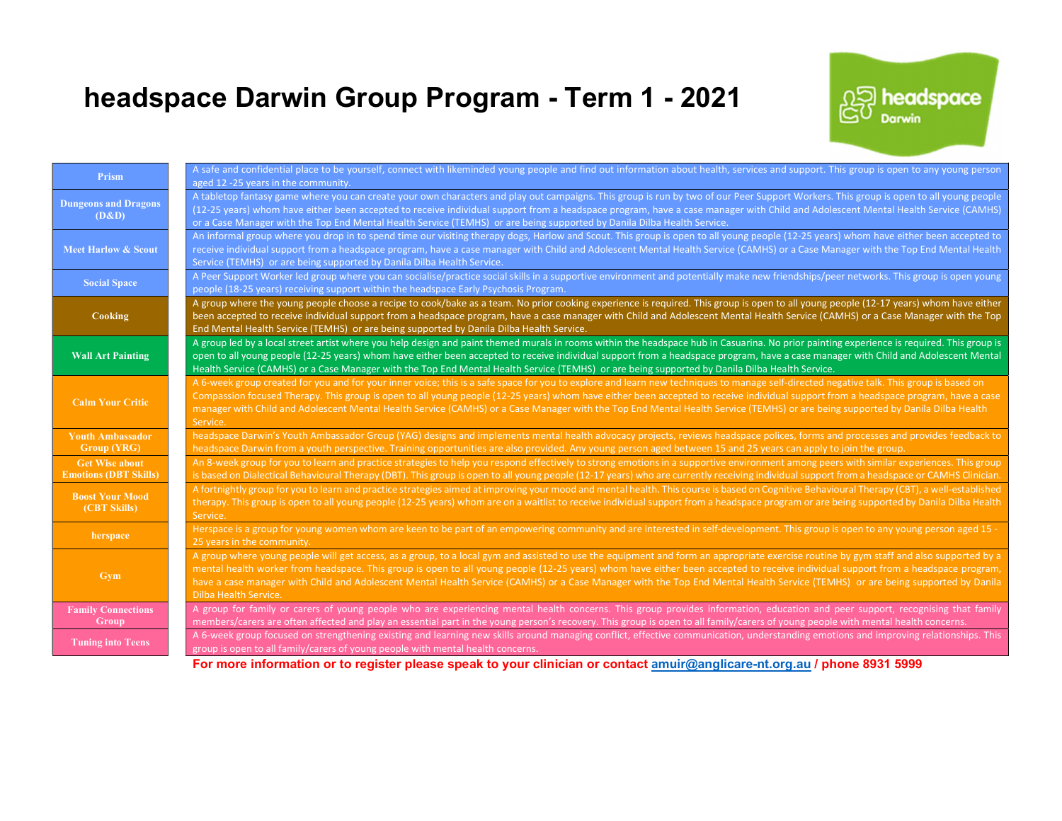# headspace Darwin Group Program - Term 1 - 2021

| | |
|---|---|
| **Prism** | A safe and confidential place to be yourself, connect with likeminded young people and find out information about health, services and support. This group is open to any young person aged 12 -25 years in the community. |
| **Dungeons and Dragons (D&D)** | A tabletop fantasy game where you can create your own characters and play out campaigns. This group is run by two of our Peer Support Workers. This group is open to all young people (12-25 years) whom have either been accepted to receive individual support from a headspace program, have a case manager with Child and Adolescent Mental Health Service (CAMHS) or a Case Manager with the Top End Mental Health Service (TEMHS) or are being supported by Danila Dilba Health Service. |
| **Meet Harlow & Scout** | An informal group where you drop in to spend time our visiting therapy dogs, Harlow and Scout. This group is open to all young people (12-25 years) whom have either been accepted to receive individual support from a headspace program, have a case manager with Child and Adolescent Mental Health Service (CAMHS) or a Case Manager with the Top End Mental Health Service (TEMHS) or are being supported by Danila Dilba Health Service. |
| **Social Space** | A Peer Support Worker led group where you can socialise/practice social skills in a supportive environment and potentially make new friendships/peer networks. This group is open young people (18-25 years) receiving support within the headspace Early Psychosis Program. |
| **Cooking** | A group where the young people choose a recipe to cook/bake as a team. No prior cooking experience is required. This group is open to all young people (12-17 years) whom have either been accepted to receive individual support from a headspace program, have a case manager with Child and Adolescent Mental Health Service (CAMHS) or a Case Manager with the Top End Mental Health Service (TEMHS) or are being supported by Danila Dilba Health Service. |
| **Wall Art Painting** | A group led by a local street artist where you help design and paint themed murals in rooms within the headspace hub in Casuarina. No prior painting experience is required. This group is open to all young people (12-25 years) whom have either been accepted to receive individual support from a headspace program, have a case manager with Child and Adolescent Mental Health Service (CAMHS) or a Case Manager with the Top End Mental Health Service (TEMHS) or are being supported by Danila Dilba Health Service. |
| **Calm Your Critic** | A 6-week group created for you and for your inner voice; this is a safe space for you to explore and learn new techniques to manage self-directed negative talk. This group is based on Compassion focused Therapy. This group is open to all young people (12-25 years) whom have either been accepted to receive individual support from a headspace program, have a case manager with Child and Adolescent Mental Health Service (CAMHS) or a Case Manager with the Top End Mental Health Service (TEMHS) or are being supported by Danila Dilba Health Service. |
| **Youth Ambassador Group (YRG)** | headspace Darwin's Youth Ambassador Group (YAG) designs and implements mental health advocacy projects, reviews headspace polices, forms and processes and provides feedback to headspace Darwin from a youth perspective. Training opportunities are also provided. Any young person aged between 15 and 25 years can apply to join the group. |
| **Get Wise about Emotions (DBT Skills)** | An 8-week group for you to learn and practice strategies to help you respond effectively to strong emotions in a supportive environment among peers with similar experiences. This group is based on Dialectical Behavioural Therapy (DBT). This group is open to all young people (12-17 years) who are currently receiving individual support from a headspace or CAMHS Clinician. |
| **Boost Your Mood (CBT Skills)** | A fortnightly group for you to learn and practice strategies aimed at improving your mood and mental health. This course is based on Cognitive Behavioural Therapy (CBT), a well-established therapy. This group is open to all young people (12-25 years) whom are on a waitlist to receive individual support from a headspace program or are being supported by Danila Dilba Health Service. |
| **herspace** | Herspace is a group for young women whom are keen to be part of an empowering community and are interested in self-development. This group is open to any young person aged 15 - 25 years in the community. |
| **Gym** | A group where young people will get access, as a group, to a local gym and assisted to use the equipment and form an appropriate exercise routine by gym staff and also supported by a mental health worker from headspace. This group is open to all young people (12-25 years) whom have either been accepted to receive individual support from a headspace program, have a case manager with Child and Adolescent Mental Health Service (CAMHS) or a Case Manager with the Top End Mental Health Service (TEMHS) or are being supported by Danila Dilba Health Service. |
| **Family Connections Group** | A group for family or carers of young people who are experiencing mental health concerns. This group provides information, education and peer support, recognising that family members/carers are often affected and play an essential part in the young person's recovery. This group is open to all family/carers of young people with mental health concerns. |
| **Tuning into Teens** | A 6-week group focused on strengthening existing and learning new skills around managing conflict, effective communication, understanding emotions and improving relationships. This group is open to all family/carers of young people with mental health concerns. |

**For more information or to register please speak to your clinician or contact amuir@anglicare-nt.org.au / phone 8931 5999**